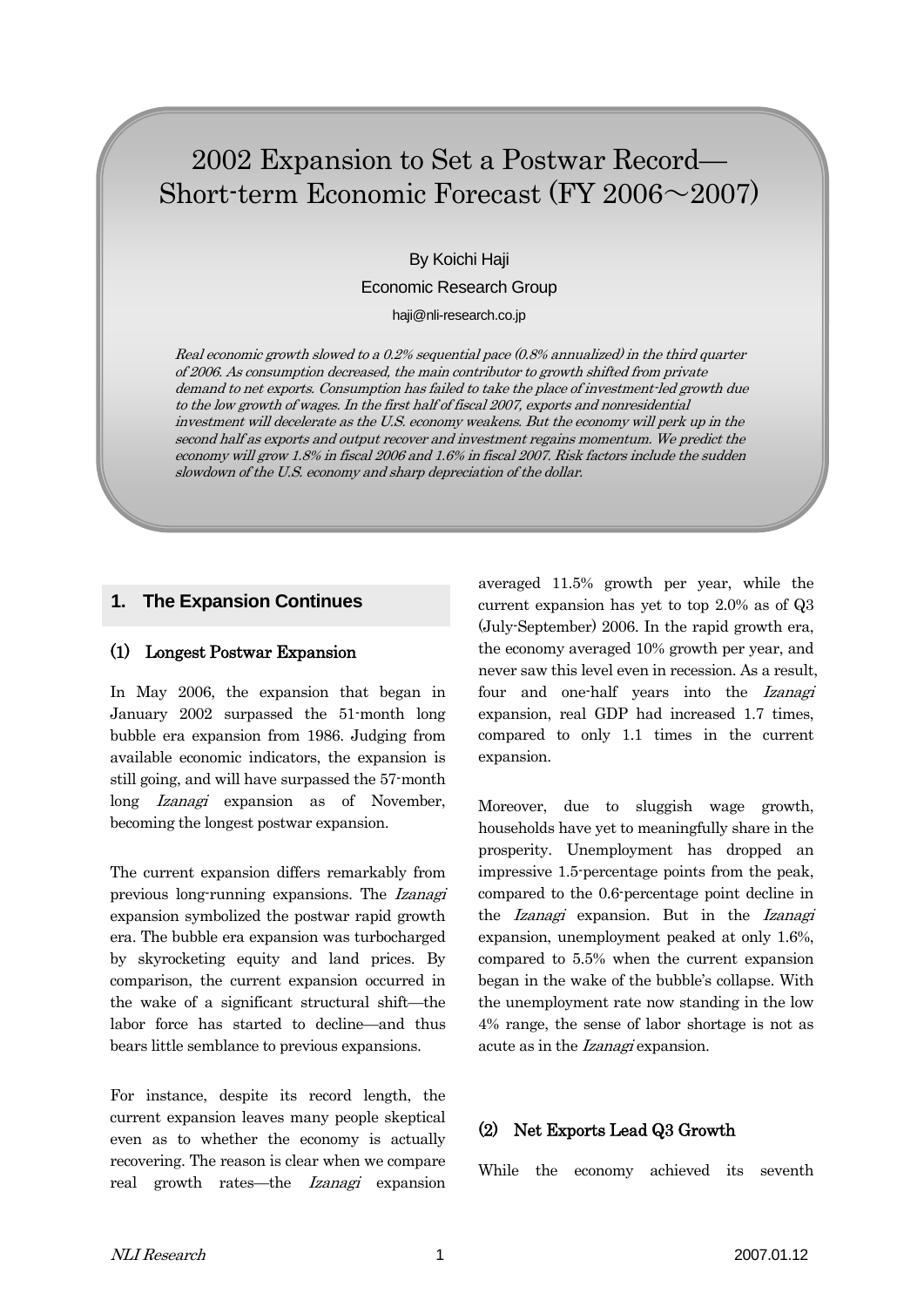# 2002 Expansion to Set a Postwar Record—Short-term Economic Forecast (FY 2006～2007)

By Koichi Haji

Economic Research Group

haji@nli-research.co.jp

*Real economic growth slowed to a 0.2% sequential pace (0.8% annualized) in the third quarter of 2006. As consumption decreased, the main contributor to growth shifted from private demand to net exports. Consumption has failed to take the place of investment-led growth due to the low growth of wages. In the first half of fiscal 2007, exports and nonresidential investment will decelerate as the U.S. economy weakens. But the economy will perk up in the second half as exports and output recover and investment regains momentum. We predict the economy will grow 1.8% in fiscal 2006 and 1.6% in fiscal 2007. Risk factors include the sudden slowdown of the U.S. economy and sharp depreciation of the dollar.*

## 1. The Expansion Continues

### (1) Longest Postwar Expansion

In May 2006, the expansion that began in January 2002 surpassed the 51-month long bubble era expansion from 1986. Judging from available economic indicators, the expansion is still going, and will have surpassed the 57-month long *Izanagi* expansion as of November, becoming the longest postwar expansion.

The current expansion differs remarkably from previous long-running expansions. The *Izanagi* expansion symbolized the postwar rapid growth era. The bubble era expansion was turbocharged by skyrocketing equity and land prices. By comparison, the current expansion occurred in the wake of a significant structural shift—the labor force has started to decline—and thus bears little semblance to previous expansions.

For instance, despite its record length, the current expansion leaves many people skeptical even as to whether the economy is actually recovering. The reason is clear when we compare real growth rates—the *Izanagi* expansion averaged 11.5% growth per year, while the current expansion has yet to top 2.0% as of Q3 (July-September) 2006. In the rapid growth era, the economy averaged 10% growth per year, and never saw this level even in recession. As a result, four and one-half years into the *Izanagi* expansion, real GDP had increased 1.7 times, compared to only 1.1 times in the current expansion.

Moreover, due to sluggish wage growth, households have yet to meaningfully share in the prosperity. Unemployment has dropped an impressive 1.5-percentage points from the peak, compared to the 0.6-percentage point decline in the *Izanagi* expansion. But in the *Izanagi* expansion, unemployment peaked at only 1.6%, compared to 5.5% when the current expansion began in the wake of the bubble's collapse. With the unemployment rate now standing in the low 4% range, the sense of labor shortage is not as acute as in the *Izanagi* expansion.

### (2) Net Exports Lead Q3 Growth

While the economy achieved its seventh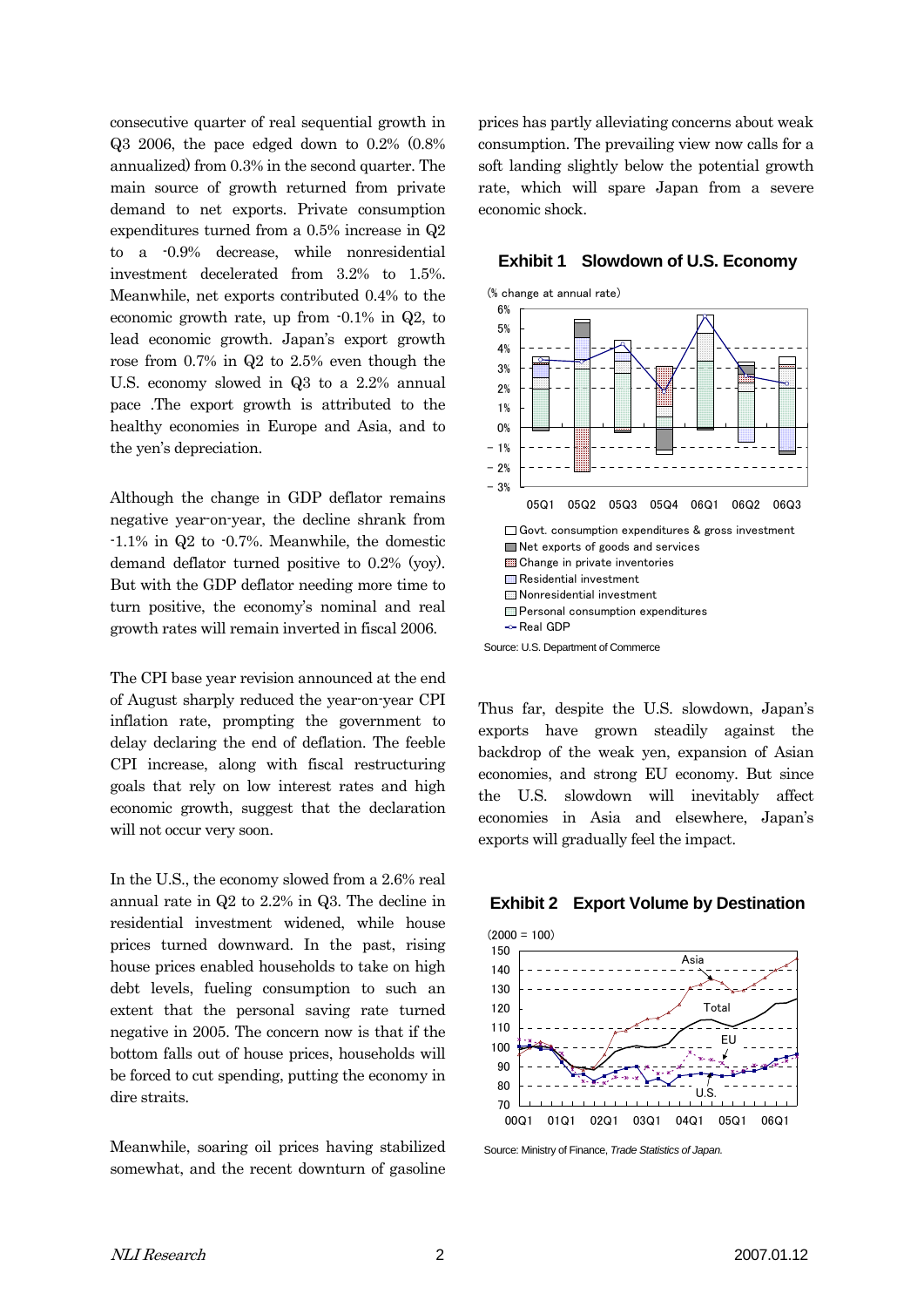consecutive quarter of real sequential growth in Q3 2006, the pace edged down to 0.2% (0.8% annualized) from 0.3% in the second quarter. The main source of growth returned from private demand to net exports. Private consumption expenditures turned from a 0.5% increase in Q2 to a -0.9% decrease, while nonresidential investment decelerated from 3.2% to 1.5%. Meanwhile, net exports contributed 0.4% to the economic growth rate, up from -0.1% in Q2, to lead economic growth. Japan's export growth rose from 0.7% in Q2 to 2.5% even though the U.S. economy slowed in Q3 to a 2.2% annual pace .The export growth is attributed to the healthy economies in Europe and Asia, and to the yen's depreciation.

Although the change in GDP deflator remains negative year-on-year, the decline shrank from -1.1% in Q2 to -0.7%. Meanwhile, the domestic demand deflator turned positive to 0.2% (yoy). But with the GDP deflator needing more time to turn positive, the economy's nominal and real growth rates will remain inverted in fiscal 2006.

The CPI base year revision announced at the end of August sharply reduced the year-on-year CPI inflation rate, prompting the government to delay declaring the end of deflation. The feeble CPI increase, along with fiscal restructuring goals that rely on low interest rates and high economic growth, suggest that the declaration will not occur very soon.

In the U.S., the economy slowed from a 2.6% real annual rate in Q2 to 2.2% in Q3. The decline in residential investment widened, while house prices turned downward. In the past, rising house prices enabled households to take on high debt levels, fueling consumption to such an extent that the personal saving rate turned negative in 2005. The concern now is that if the bottom falls out of house prices, households will be forced to cut spending, putting the economy in dire straits.

Meanwhile, soaring oil prices having stabilized somewhat, and the recent downturn of gasoline prices has partly alleviating concerns about weak consumption. The prevailing view now calls for a soft landing slightly below the potential growth rate, which will spare Japan from a severe economic shock.

**Exhibit 1 Slowdown of U.S. Economy**

(% change at annual rate)

Legend: Govt. consumption expenditures & gross investment; Net exports of goods and services; Change in private inventories; Residential investment; Nonresidential investment; Personal consumption expenditures; Real GDP

Source: U.S. Department of Commerce

Thus far, despite the U.S. slowdown, Japan's exports have grown steadily against the backdrop of the weak yen, expansion of Asian economies, and strong EU economy. But since the U.S. slowdown will inevitably affect economies in Asia and elsewhere, Japan's exports will gradually feel the impact.

**Exhibit 2 Export Volume by Destination**

(2000 = 100)

Legend: Asia; Total; EU; U.S.

Source: Ministry of Finance, *Trade Statistics of Japan.*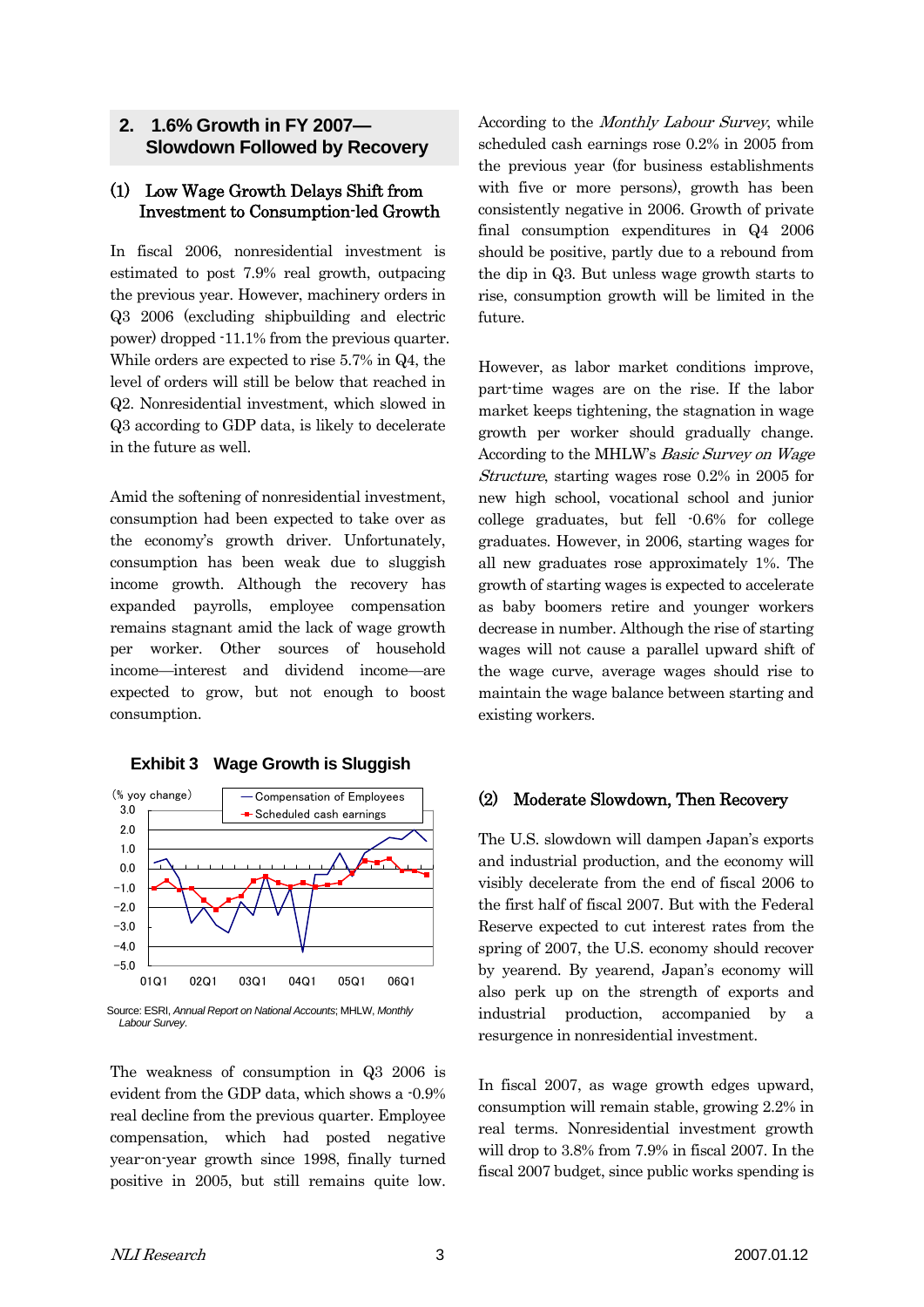## 2. 1.6% Growth in FY 2007—Slowdown Followed by Recovery

### (1) Low Wage Growth Delays Shift from Investment to Consumption-led Growth

In fiscal 2006, nonresidential investment is estimated to post 7.9% real growth, outpacing the previous year. However, machinery orders in Q3 2006 (excluding shipbuilding and electric power) dropped -11.1% from the previous quarter. While orders are expected to rise 5.7% in Q4, the level of orders will still be below that reached in Q2. Nonresidential investment, which slowed in Q3 according to GDP data, is likely to decelerate in the future as well.

Amid the softening of nonresidential investment, consumption had been expected to take over as the economy's growth driver. Unfortunately, consumption has been weak due to sluggish income growth. Although the recovery has expanded payrolls, employee compensation remains stagnant amid the lack of wage growth per worker. Other sources of household income—interest and dividend income—are expected to grow, but not enough to boost consumption.

**Exhibit 3 Wage Growth is Sluggish**

Source: ESRI, *Annual Report on National Accounts*; MHLW, *Monthly Labour Survey*.

The weakness of consumption in Q3 2006 is evident from the GDP data, which shows a -0.9% real decline from the previous quarter. Employee compensation, which had posted negative year-on-year growth since 1998, finally turned positive in 2005, but still remains quite low. According to the *Monthly Labour Survey*, while scheduled cash earnings rose 0.2% in 2005 from the previous year (for business establishments with five or more persons), growth has been consistently negative in 2006. Growth of private final consumption expenditures in Q4 2006 should be positive, partly due to a rebound from the dip in Q3. But unless wage growth starts to rise, consumption growth will be limited in the future.

However, as labor market conditions improve, part-time wages are on the rise. If the labor market keeps tightening, the stagnation in wage growth per worker should gradually change. According to the MHLW's *Basic Survey on Wage Structure*, starting wages rose 0.2% in 2005 for new high school, vocational school and junior college graduates, but fell -0.6% for college graduates. However, in 2006, starting wages for all new graduates rose approximately 1%. The growth of starting wages is expected to accelerate as baby boomers retire and younger workers decrease in number. Although the rise of starting wages will not cause a parallel upward shift of the wage curve, average wages should rise to maintain the wage balance between starting and existing workers.

### (2) Moderate Slowdown, Then Recovery

The U.S. slowdown will dampen Japan's exports and industrial production, and the economy will visibly decelerate from the end of fiscal 2006 to the first half of fiscal 2007. But with the Federal Reserve expected to cut interest rates from the spring of 2007, the U.S. economy should recover by yearend. By yearend, Japan's economy will also perk up on the strength of exports and industrial production, accompanied by a resurgence in nonresidential investment.

In fiscal 2007, as wage growth edges upward, consumption will remain stable, growing 2.2% in real terms. Nonresidential investment growth will drop to 3.8% from 7.9% in fiscal 2007. In the fiscal 2007 budget, since public works spending is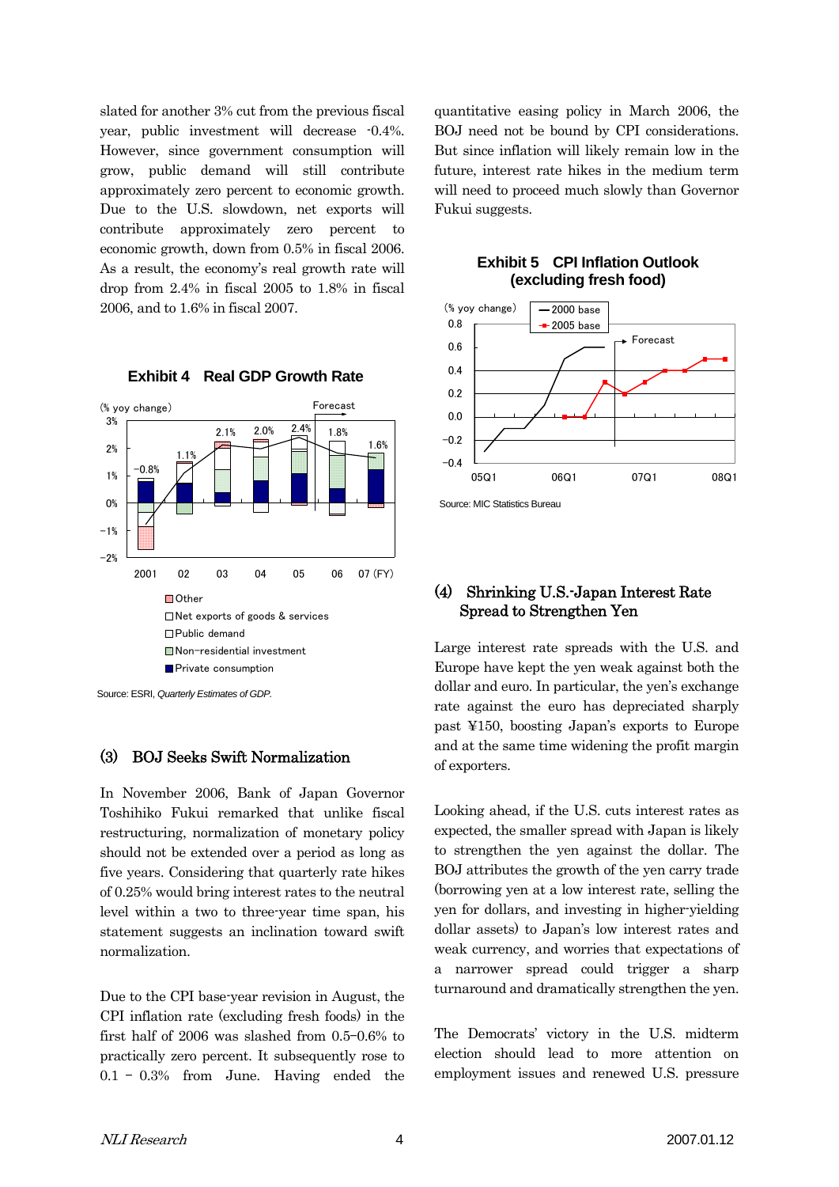slated for another 3% cut from the previous fiscal year, public investment will decrease -0.4%. However, since government consumption will grow, public demand will still contribute approximately zero percent to economic growth. Due to the U.S. slowdown, net exports will contribute approximately zero percent to economic growth, down from 0.5% in fiscal 2006. As a result, the economy's real growth rate will drop from 2.4% in fiscal 2005 to 1.8% in fiscal 2006, and to 1.6% in fiscal 2007.

**Exhibit 4 Real GDP Growth Rate**

Source: ESRI, *Quarterly Estimates of GDP*.

## (3) BOJ Seeks Swift Normalization

In November 2006, Bank of Japan Governor Toshihiko Fukui remarked that unlike fiscal restructuring, normalization of monetary policy should not be extended over a period as long as five years. Considering that quarterly rate hikes of 0.25% would bring interest rates to the neutral level within a two to three-year time span, his statement suggests an inclination toward swift normalization.

Due to the CPI base-year revision in August, the CPI inflation rate (excluding fresh foods) in the first half of 2006 was slashed from 0.5–0.6% to practically zero percent. It subsequently rose to 0.1 – 0.3% from June. Having ended the quantitative easing policy in March 2006, the BOJ need not be bound by CPI considerations. But since inflation will likely remain low in the future, interest rate hikes in the medium term will need to proceed much slowly than Governor Fukui suggests.

**Exhibit 5 CPI Inflation Outlook (excluding fresh food)**

Source: MIC Statistics Bureau

## (4) Shrinking U.S.-Japan Interest Rate Spread to Strengthen Yen

Large interest rate spreads with the U.S. and Europe have kept the yen weak against both the dollar and euro. In particular, the yen's exchange rate against the euro has depreciated sharply past ¥150, boosting Japan's exports to Europe and at the same time widening the profit margin of exporters.

Looking ahead, if the U.S. cuts interest rates as expected, the smaller spread with Japan is likely to strengthen the yen against the dollar. The BOJ attributes the growth of the yen carry trade (borrowing yen at a low interest rate, selling the yen for dollars, and investing in higher-yielding dollar assets) to Japan's low interest rates and weak currency, and worries that expectations of a narrower spread could trigger a sharp turnaround and dramatically strengthen the yen.

The Democrats' victory in the U.S. midterm election should lead to more attention on employment issues and renewed U.S. pressure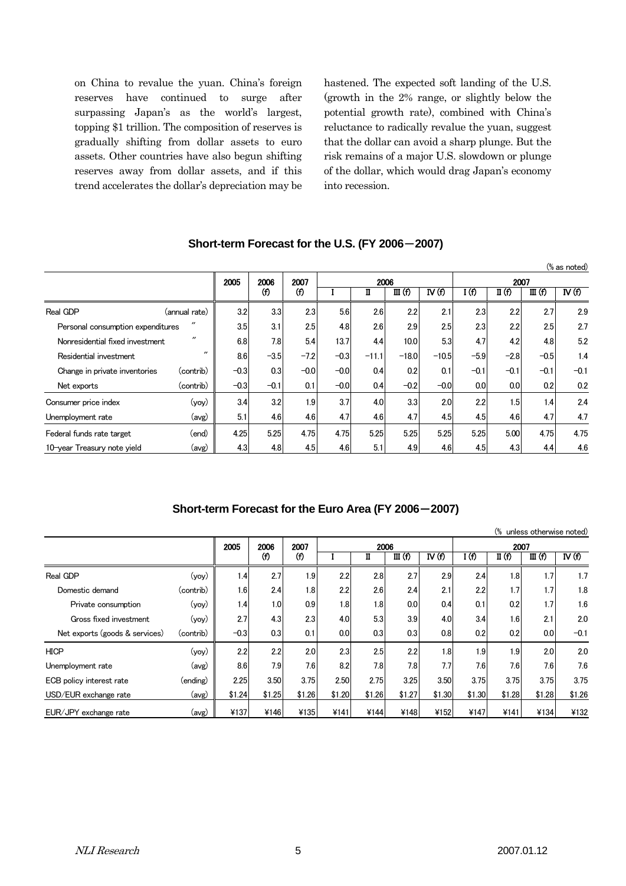on China to revalue the yuan. China's foreign reserves have continued to surge after surpassing Japan's as the world's largest, topping $1 trillion. The composition of reserves is gradually shifting from dollar assets to euro assets. Other countries have also begun shifting reserves away from dollar assets, and if this trend accelerates the dollar's depreciation may be hastened. The expected soft landing of the U.S. (growth in the 2% range, or slightly below the potential growth rate), combined with China's reluctance to radically revalue the yuan, suggest that the dollar can avoid a sharp plunge. But the risk remains of a major U.S. slowdown or plunge of the dollar, which would drag Japan's economy into recession.

**Short-term Forecast for the U.S. (FY 2006－2007)**

(% as noted)

| | | 2005 | 2006 (f) | 2007 (f) | 2006 I | II | III (f) | IV (f) | 2007 I (f) | II (f) | III (f) | IV (f) |
|---|---|---|---|---|---|---|---|---|---|---|---|---|
| Real GDP | (annual rate) | 3.2 | 3.3 | 2.3 | 5.6 | 2.6 | 2.2 | 2.1 | 2.3 | 2.2 | 2.7 | 2.9 |
| Personal consumption expenditures | 〃 | 3.5 | 3.1 | 2.5 | 4.8 | 2.6 | 2.9 | 2.5 | 2.3 | 2.2 | 2.5 | 2.7 |
| Nonresidential fixed investment | 〃 | 6.8 | 7.8 | 5.4 | 13.7 | 4.4 | 10.0 | 5.3 | 4.7 | 4.2 | 4.8 | 5.2 |
| Residential investment | 〃 | 8.6 | −3.5 | −7.2 | −0.3 | −11.1 | −18.0 | −10.5 | −5.9 | −2.8 | −0.5 | 1.4 |
| Change in private inventories | (contrib) | −0.3 | 0.3 | −0.0 | −0.0 | 0.4 | 0.2 | 0.1 | −0.1 | −0.1 | −0.1 | −0.1 |
| Net exports | (contrib) | −0.3 | −0.1 | 0.1 | −0.0 | 0.4 | −0.2 | −0.0 | 0.0 | 0.0 | 0.2 | 0.2 |
| Consumer price index | (yoy) | 3.4 | 3.2 | 1.9 | 3.7 | 4.0 | 3.3 | 2.0 | 2.2 | 1.5 | 1.4 | 2.4 |
| Unemployment rate | (avg) | 5.1 | 4.6 | 4.6 | 4.7 | 4.6 | 4.7 | 4.5 | 4.5 | 4.6 | 4.7 | 4.7 |
| Federal funds rate target | (end) | 4.25 | 5.25 | 4.75 | 4.75 | 5.25 | 5.25 | 5.25 | 5.25 | 5.00 | 4.75 | 4.75 |
| 10-year Treasury note yield | (avg) | 4.3 | 4.8 | 4.5 | 4.6 | 5.1 | 4.9 | 4.6 | 4.5 | 4.3 | 4.4 | 4.6 |

**Short-term Forecast for the Euro Area (FY 2006－2007)**

(% unless otherwise noted)

| | | 2005 | 2006 (f) | 2007 (f) | 2006 I | II | III (f) | IV (f) | 2007 I (f) | II (f) | III (f) | IV (f) |
|---|---|---|---|---|---|---|---|---|---|---|---|---|
| Real GDP | (yoy) | 1.4 | 2.7 | 1.9 | 2.2 | 2.8 | 2.7 | 2.9 | 2.4 | 1.8 | 1.7 | 1.7 |
| Domestic demand | (contrib) | 1.6 | 2.4 | 1.8 | 2.2 | 2.6 | 2.4 | 2.1 | 2.2 | 1.7 | 1.7 | 1.8 |
| Private consumption | (yoy) | 1.4 | 1.0 | 0.9 | 1.8 | 1.8 | 0.0 | 0.4 | 0.1 | 0.2 | 1.7 | 1.6 |
| Gross fixed investment | (yoy) | 2.7 | 4.3 | 2.3 | 4.0 | 5.3 | 3.9 | 4.0 | 3.4 | 1.6 | 2.1 | 2.0 |
| Net exports (goods & services) | (contrib) | −0.3 | 0.3 | 0.1 | 0.0 | 0.3 | 0.3 | 0.8 | 0.2 | 0.2 | 0.0 | −0.1 |
| HICP | (yoy) | 2.2 | 2.2 | 2.0 | 2.3 | 2.5 | 2.2 | 1.8 | 1.9 | 1.9 | 2.0 | 2.0 |
| Unemployment rate | (avg) | 8.6 | 7.9 | 7.6 | 8.2 | 7.8 | 7.8 | 7.7 | 7.6 | 7.6 | 7.6 | 7.6 |
| ECB policy interest rate | (ending) | 2.25 | 3.50 | 3.75 | 2.50 | 2.75 | 3.25 | 3.50 | 3.75 | 3.75 | 3.75 | 3.75 |
| USD/EUR exchange rate | (avg) | $1.24 | $1.25 | $1.26 | $1.20 | $1.26 | $1.27 | $1.30 | $1.30 | $1.28 | $1.28 | $1.26 |
| EUR/JPY exchange rate | (avg) | ¥137 | ¥146 | ¥135 | ¥141 | ¥144 | ¥148 | ¥152 | ¥147 | ¥141 | ¥134 | ¥132 |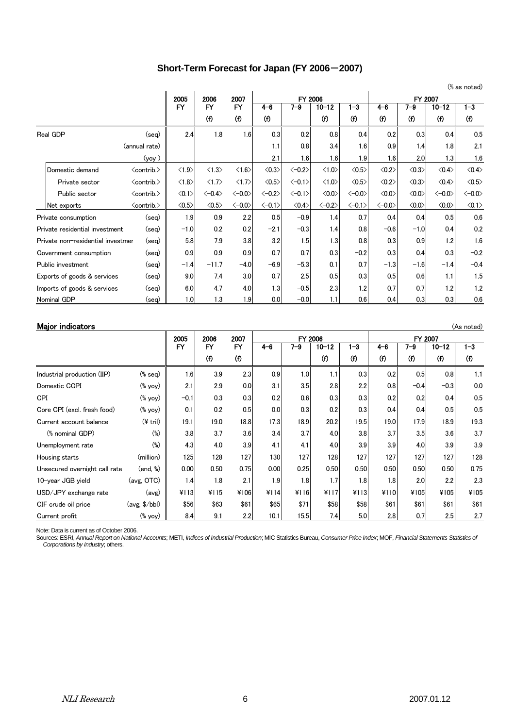# Short-Term Forecast for Japan (FY 2006－2007)

(% as noted)

| | | 2005 FY | 2006 FY (f) | 2007 FY (f) | FY 2006 4–6 (f) | 7–9 | 10–12 (f) | 1–3 (f) | FY 2007 4–6 (f) | 7–9 (f) | 10–12 (f) | 1–3 (f) |
|---|---|---|---|---|---|---|---|---|---|---|---|---|
| Real GDP | (seq) | 2.4 | 1.8 | 1.6 | 0.3 | 0.2 | 0.8 | 0.4 | 0.2 | 0.3 | 0.4 | 0.5 |
| | (annual rate) | | | | 1.1 | 0.8 | 3.4 | 1.6 | 0.9 | 1.4 | 1.8 | 2.1 |
| | (yoy ) | | | | 2.1 | 1.6 | 1.6 | 1.9 | 1.6 | 2.0 | 1.3 | 1.6 |
| Domestic demand | 〈contrib.〉 | 〈1.9〉 | 〈1.3〉 | 〈1.6〉 | 〈0.3〉 | 〈−0.2〉 | 〈1.0〉 | 〈0.5〉 | 〈0.2〉 | 〈0.3〉 | 〈0.4〉 | 〈0.4〉 |
| Private sector | 〈contrib.〉 | 〈1.8〉 | 〈1.7〉 | 〈1.7〉 | 〈0.5〉 | 〈−0.1〉 | 〈1.0〉 | 〈0.5〉 | 〈0.2〉 | 〈0.3〉 | 〈0.4〉 | 〈0.5〉 |
| Public sector | 〈contrib.〉 | 〈0.1〉 | 〈−0.4〉 | 〈−0.0〉 | 〈−0.2〉 | 〈−0.1〉 | 〈0.0〉 | 〈−0.0〉 | 〈0.0〉 | 〈0.0〉 | 〈−0.0〉 | 〈−0.0〉 |
| Net exports | 〈contrib.〉 | 〈0.5〉 | 〈0.5〉 | 〈−0.0〉 | 〈−0.1〉 | 〈0.4〉 | 〈−0.2〉 | 〈−0.1〉 | 〈−0.0〉 | 〈0.0〉 | 〈0.0〉 | 〈0.1〉 |
| Private consumption | (seq) | 1.9 | 0.9 | 2.2 | 0.5 | −0.9 | 1.4 | 0.7 | 0.4 | 0.4 | 0.5 | 0.6 |
| Private residential investment | (seq) | −1.0 | 0.2 | 0.2 | −2.1 | −0.3 | 1.4 | 0.8 | −0.6 | −1.0 | 0.4 | 0.2 |
| Private non-residential investmer | (seq) | 5.8 | 7.9 | 3.8 | 3.2 | 1.5 | 1.3 | 0.8 | 0.3 | 0.9 | 1.2 | 1.6 |
| Government consumption | (seq) | 0.9 | 0.9 | 0.9 | 0.7 | 0.7 | 0.3 | −0.2 | 0.3 | 0.4 | 0.3 | −0.2 |
| Public investment | (seq) | −1.4 | −11.7 | −4.0 | −6.9 | −5.3 | 0.1 | 0.7 | −1.3 | −1.6 | −1.4 | −0.4 |
| Exports of goods & services | (seq) | 9.0 | 7.4 | 3.0 | 0.7 | 2.5 | 0.5 | 0.3 | 0.5 | 0.6 | 1.1 | 1.5 |
| Imports of goods & services | (seq) | 6.0 | 4.7 | 4.0 | 1.3 | −0.5 | 2.3 | 1.2 | 0.7 | 0.7 | 1.2 | 1.2 |
| Nominal GDP | (seq) | 1.0 | 1.3 | 1.9 | 0.0 | −0.0 | 1.1 | 0.6 | 0.4 | 0.3 | 0.3 | 0.6 |

## Major indicators

(As noted)

| | | 2005 FY | 2006 FY (f) | 2007 FY (f) | FY 2006 4–6 | 7–9 | 10–12 (f) | 1–3 (f) | FY 2007 4–6 (f) | 7–9 (f) | 10–12 (f) | 1–3 (f) |
|---|---|---|---|---|---|---|---|---|---|---|---|---|
| Industrial production (IIP) | (% seq) | 1.6 | 3.9 | 2.3 | 0.9 | 1.0 | 1.1 | 0.3 | 0.2 | 0.5 | 0.8 | 1.1 |
| Domestic CGPI | (% yoy) | 2.1 | 2.9 | 0.0 | 3.1 | 3.5 | 2.8 | 2.2 | 0.8 | −0.4 | −0.3 | 0.0 |
| CPI | (% yoy) | −0.1 | 0.3 | 0.3 | 0.2 | 0.6 | 0.3 | 0.3 | 0.2 | 0.2 | 0.4 | 0.5 |
| Core CPI (excl. fresh food) | (% yoy) | 0.1 | 0.2 | 0.5 | 0.0 | 0.3 | 0.2 | 0.3 | 0.4 | 0.4 | 0.5 | 0.5 |
| Current account balance | (¥ tril) | 19.1 | 19.0 | 18.8 | 17.3 | 18.9 | 20.2 | 19.5 | 19.0 | 17.9 | 18.9 | 19.3 |
| (% nominal GDP) | (%) | 3.8 | 3.7 | 3.6 | 3.4 | 3.7 | 4.0 | 3.8 | 3.7 | 3.5 | 3.6 | 3.7 |
| Unemployment rate | (%) | 4.3 | 4.0 | 3.9 | 4.1 | 4.1 | 4.0 | 3.9 | 3.9 | 4.0 | 3.9 | 3.9 |
| Housing starts | (million) | 125 | 128 | 127 | 130 | 127 | 128 | 127 | 127 | 127 | 127 | 128 |
| Unsecured overnight call rate | (end, %) | 0.00 | 0.50 | 0.75 | 0.00 | 0.25 | 0.50 | 0.50 | 0.50 | 0.50 | 0.50 | 0.75 |
| 10-year JGB yield | (avg, OTC) | 1.4 | 1.8 | 2.1 | 1.9 | 1.8 | 1.7 | 1.8 | 1.8 | 2.0 | 2.2 | 2.3 |
| USD/JPY exchange rate | (avg) | ¥113 | ¥115 | ¥106 | ¥114 | ¥116 | ¥117 | ¥113 | ¥110 | ¥105 | ¥105 | ¥105 |
| CIF crude oil price | (avg, $/bbl) | $56 | $63 | $61 | $65 | $71 | $58 | $58 | $61 | $61 | $61 | $61 |
| Current profit | (% yoy) | 8.4 | 9.1 | 2.2 | 10.1 | 15.5 | 7.4 | 5.0 | 2.8 | 0.7 | 2.5 | 2.7 |

Note: Data is current as of October 2006.
Sources: ESRI, *Annual Report on National Accounts*; METI, *Indices of Industrial Production*; MIC Statistics Bureau, *Consumer Price Index*; MOF, *Financial Statements Statistics of Corporations by Industry*; others.